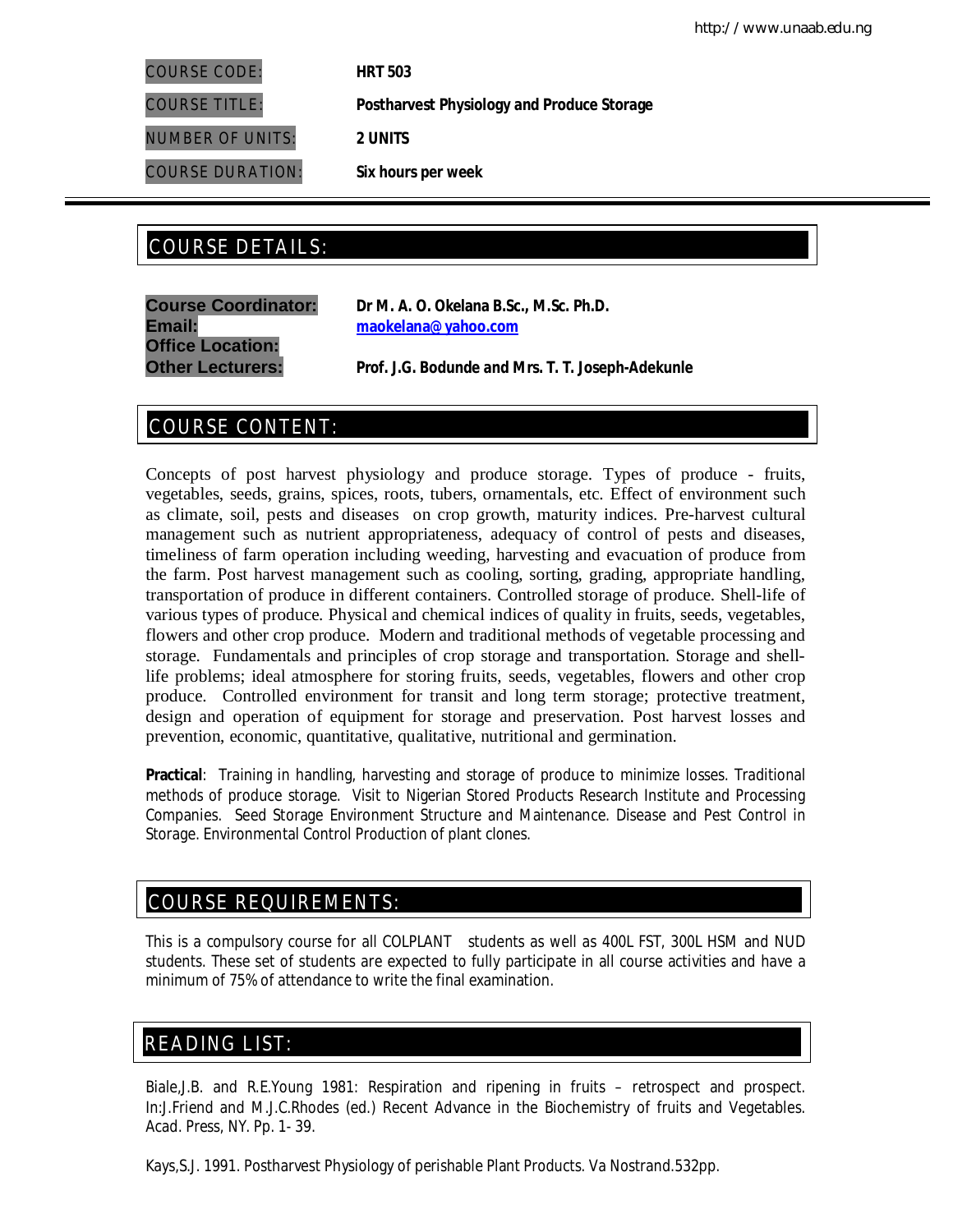http://www.unaab.edu.ng

| | |
|---|---|
| COURSE CODE: | **HRT 503** |
| COURSE TITLE: | **Postharvest Physiology and Produce Storage** |
| NUMBER OF UNITS: | **2 UNITS** |
| COURSE DURATION: | **Six hours per week** |

## COURSE DETAILS:

**Course Coordinator:** Dr M. A. O. Okelana B.Sc., M.Sc. Ph.D.
**Email:** maokelana@yahoo.com
**Office Location:**
**Other Lecturers:** Prof. J.G. Bodunde and Mrs. T. T. Joseph-Adekunle

## COURSE CONTENT:

Concepts of post harvest physiology and produce storage. Types of produce - fruits, vegetables, seeds, grains, spices, roots, tubers, ornamentals, etc. Effect of environment such as climate, soil, pests and diseases on crop growth, maturity indices. Pre-harvest cultural management such as nutrient appropriateness, adequacy of control of pests and diseases, timeliness of farm operation including weeding, harvesting and evacuation of produce from the farm. Post harvest management such as cooling, sorting, grading, appropriate handling, transportation of produce in different containers. Controlled storage of produce. Shell-life of various types of produce. Physical and chemical indices of quality in fruits, seeds, vegetables, flowers and other crop produce. Modern and traditional methods of vegetable processing and storage. Fundamentals and principles of crop storage and transportation. Storage and shell-life problems; ideal atmosphere for storing fruits, seeds, vegetables, flowers and other crop produce. Controlled environment for transit and long term storage; protective treatment, design and operation of equipment for storage and preservation. Post harvest losses and prevention, economic, quantitative, qualitative, nutritional and germination.

**Practical**: Training in handling, harvesting and storage of produce to minimize losses. Traditional methods of produce storage. Visit to Nigerian Stored Products Research Institute and Processing Companies. Seed Storage Environment Structure and Maintenance. Disease and Pest Control in Storage. Environmental Control Production of plant clones.

## COURSE REQUIREMENTS:

This is a compulsory course for all COLPLANT students as well as 400L FST, 300L HSM and NUD students. These set of students are expected to fully participate in all course activities and have a minimum of 75% of attendance to write the final examination.

## READING LIST:

Biale,J.B. and R.E.Young 1981: Respiration and ripening in fruits – retrospect and prospect. In:J.Friend and M.J.C.Rhodes (ed.) Recent Advance in the Biochemistry of fruits and Vegetables. Acad. Press, NY. Pp. 1- 39.

Kays,S.J. 1991. Postharvest Physiology of perishable Plant Products. Va Nostrand.532pp.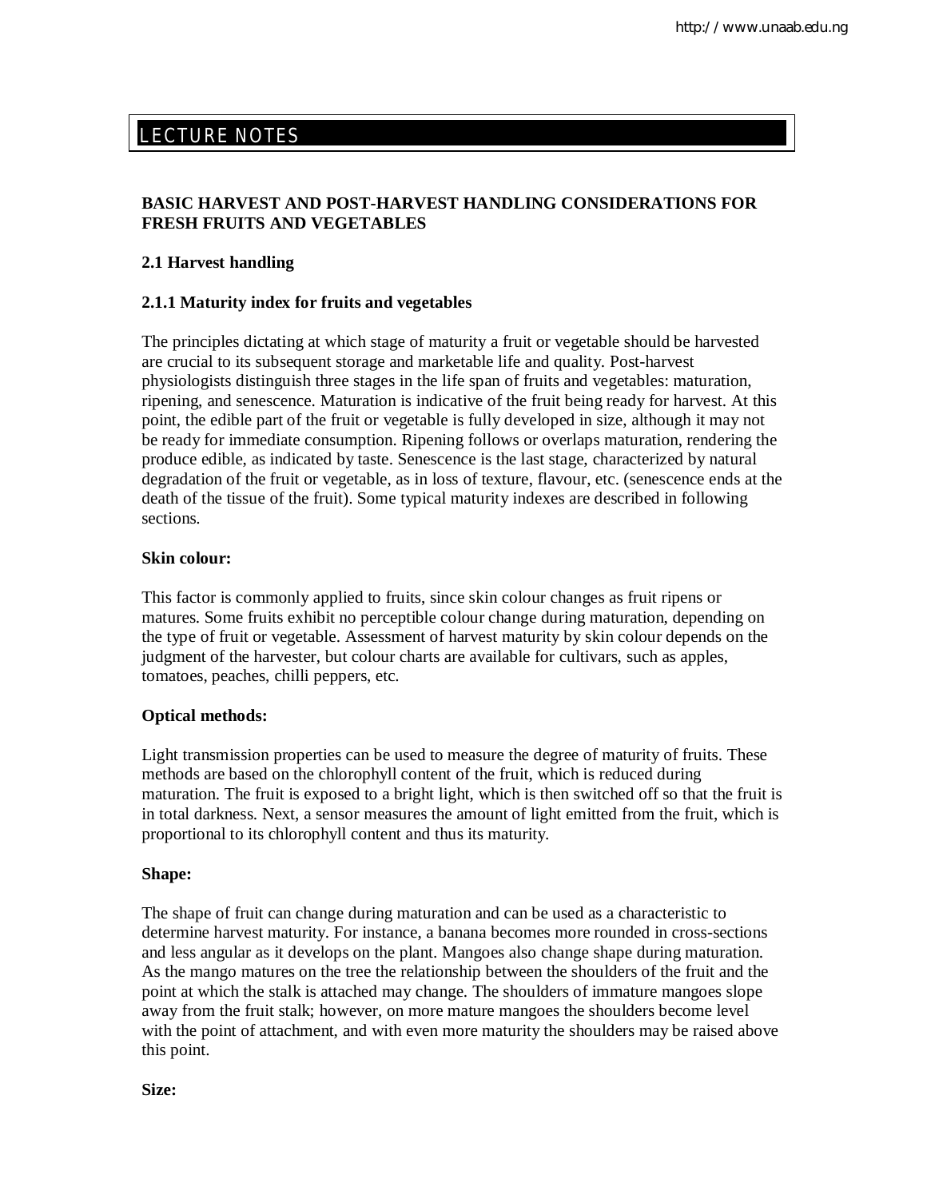# LECTURE NOTES

## BASIC HARVEST AND POST-HARVEST HANDLING CONSIDERATIONS FOR FRESH FRUITS AND VEGETABLES

### 2.1 Harvest handling

#### 2.1.1 Maturity index for fruits and vegetables

The principles dictating at which stage of maturity a fruit or vegetable should be harvested are crucial to its subsequent storage and marketable life and quality. Post-harvest physiologists distinguish three stages in the life span of fruits and vegetables: maturation, ripening, and senescence. Maturation is indicative of the fruit being ready for harvest. At this point, the edible part of the fruit or vegetable is fully developed in size, although it may not be ready for immediate consumption. Ripening follows or overlaps maturation, rendering the produce edible, as indicated by taste. Senescence is the last stage, characterized by natural degradation of the fruit or vegetable, as in loss of texture, flavour, etc. (senescence ends at the death of the tissue of the fruit). Some typical maturity indexes are described in following sections.

**Skin colour:**

This factor is commonly applied to fruits, since skin colour changes as fruit ripens or matures. Some fruits exhibit no perceptible colour change during maturation, depending on the type of fruit or vegetable. Assessment of harvest maturity by skin colour depends on the judgment of the harvester, but colour charts are available for cultivars, such as apples, tomatoes, peaches, chilli peppers, etc.

**Optical methods:**

Light transmission properties can be used to measure the degree of maturity of fruits. These methods are based on the chlorophyll content of the fruit, which is reduced during maturation. The fruit is exposed to a bright light, which is then switched off so that the fruit is in total darkness. Next, a sensor measures the amount of light emitted from the fruit, which is proportional to its chlorophyll content and thus its maturity.

**Shape:**

The shape of fruit can change during maturation and can be used as a characteristic to determine harvest maturity. For instance, a banana becomes more rounded in cross-sections and less angular as it develops on the plant. Mangoes also change shape during maturation. As the mango matures on the tree the relationship between the shoulders of the fruit and the point at which the stalk is attached may change. The shoulders of immature mangoes slope away from the fruit stalk; however, on more mature mangoes the shoulders become level with the point of attachment, and with even more maturity the shoulders may be raised above this point.

**Size:**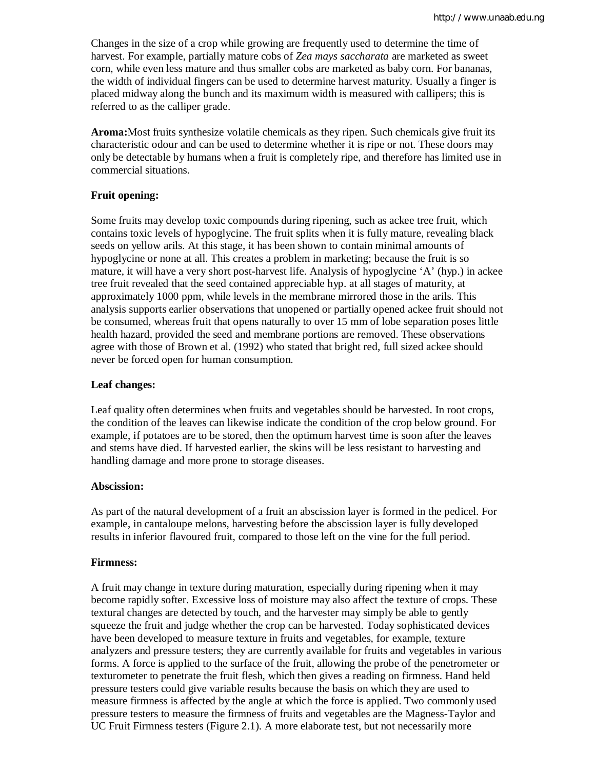Changes in the size of a crop while growing are frequently used to determine the time of harvest. For example, partially mature cobs of *Zea mays saccharata* are marketed as sweet corn, while even less mature and thus smaller cobs are marketed as baby corn. For bananas, the width of individual fingers can be used to determine harvest maturity. Usually a finger is placed midway along the bunch and its maximum width is measured with callipers; this is referred to as the calliper grade.

**Aroma:**Most fruits synthesize volatile chemicals as they ripen. Such chemicals give fruit its characteristic odour and can be used to determine whether it is ripe or not. These doors may only be detectable by humans when a fruit is completely ripe, and therefore has limited use in commercial situations.

**Fruit opening:**

Some fruits may develop toxic compounds during ripening, such as ackee tree fruit, which contains toxic levels of hypoglycine. The fruit splits when it is fully mature, revealing black seeds on yellow arils. At this stage, it has been shown to contain minimal amounts of hypoglycine or none at all. This creates a problem in marketing; because the fruit is so mature, it will have a very short post-harvest life. Analysis of hypoglycine 'A' (hyp.) in ackee tree fruit revealed that the seed contained appreciable hyp. at all stages of maturity, at approximately 1000 ppm, while levels in the membrane mirrored those in the arils. This analysis supports earlier observations that unopened or partially opened ackee fruit should not be consumed, whereas fruit that opens naturally to over 15 mm of lobe separation poses little health hazard, provided the seed and membrane portions are removed. These observations agree with those of Brown et al. (1992) who stated that bright red, full sized ackee should never be forced open for human consumption.

**Leaf changes:**

Leaf quality often determines when fruits and vegetables should be harvested. In root crops, the condition of the leaves can likewise indicate the condition of the crop below ground. For example, if potatoes are to be stored, then the optimum harvest time is soon after the leaves and stems have died. If harvested earlier, the skins will be less resistant to harvesting and handling damage and more prone to storage diseases.

**Abscission:**

As part of the natural development of a fruit an abscission layer is formed in the pedicel. For example, in cantaloupe melons, harvesting before the abscission layer is fully developed results in inferior flavoured fruit, compared to those left on the vine for the full period.

**Firmness:**

A fruit may change in texture during maturation, especially during ripening when it may become rapidly softer. Excessive loss of moisture may also affect the texture of crops. These textural changes are detected by touch, and the harvester may simply be able to gently squeeze the fruit and judge whether the crop can be harvested. Today sophisticated devices have been developed to measure texture in fruits and vegetables, for example, texture analyzers and pressure testers; they are currently available for fruits and vegetables in various forms. A force is applied to the surface of the fruit, allowing the probe of the penetrometer or texturometer to penetrate the fruit flesh, which then gives a reading on firmness. Hand held pressure testers could give variable results because the basis on which they are used to measure firmness is affected by the angle at which the force is applied. Two commonly used pressure testers to measure the firmness of fruits and vegetables are the Magness-Taylor and UC Fruit Firmness testers (Figure 2.1). A more elaborate test, but not necessarily more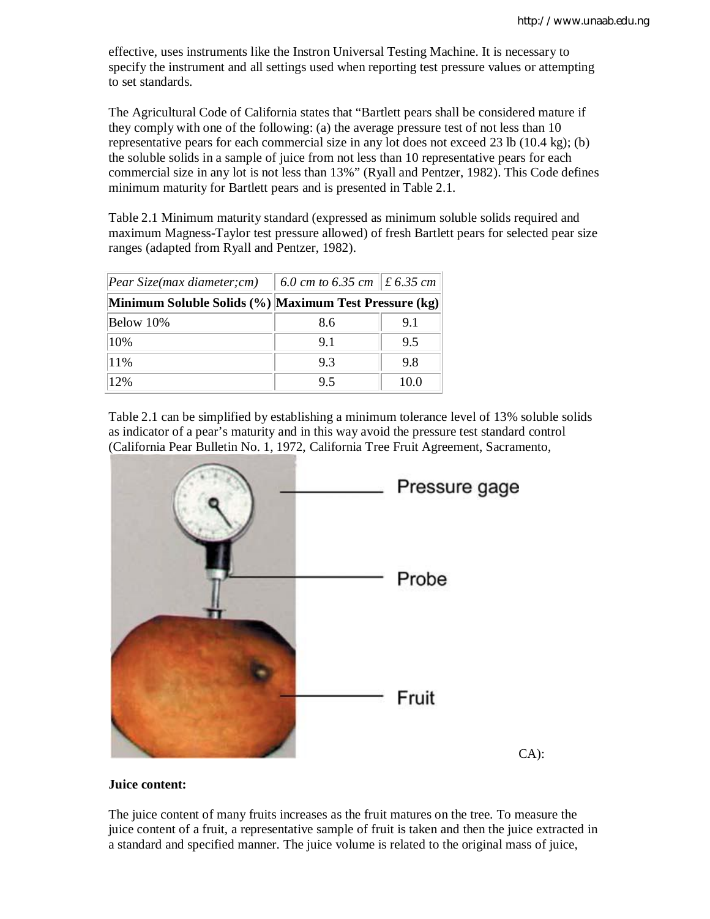effective, uses instruments like the Instron Universal Testing Machine. It is necessary to specify the instrument and all settings used when reporting test pressure values or attempting to set standards.

The Agricultural Code of California states that "Bartlett pears shall be considered mature if they comply with one of the following: (a) the average pressure test of not less than 10 representative pears for each commercial size in any lot does not exceed 23 lb (10.4 kg); (b) the soluble solids in a sample of juice from not less than 10 representative pears for each commercial size in any lot is not less than 13%" (Ryall and Pentzer, 1982). This Code defines minimum maturity for Bartlett pears and is presented in Table 2.1.

Table 2.1 Minimum maturity standard (expressed as minimum soluble solids required and maximum Magness-Taylor test pressure allowed) of fresh Bartlett pears for selected pear size ranges (adapted from Ryall and Pentzer, 1982).

| *Pear Size(max diameter;cm)* | *6.0 cm to 6.35 cm* | *£ 6.35 cm* |
|---|---|---|
| **Minimum Soluble Solids (%)** | **Maximum Test Pressure (kg)** | |
| Below 10% | 8.6 | 9.1 |
| 10% | 9.1 | 9.5 |
| 11% | 9.3 | 9.8 |
| 12% | 9.5 | 10.0 |

Table 2.1 can be simplified by establishing a minimum tolerance level of 13% soluble solids as indicator of a pear's maturity and in this way avoid the pressure test standard control (California Pear Bulletin No. 1, 1972, California Tree Fruit Agreement, Sacramento, CA):

Pressure gage

Probe

Fruit

**Juice content:**

The juice content of many fruits increases as the fruit matures on the tree. To measure the juice content of a fruit, a representative sample of fruit is taken and then the juice extracted in a standard and specified manner. The juice volume is related to the original mass of juice,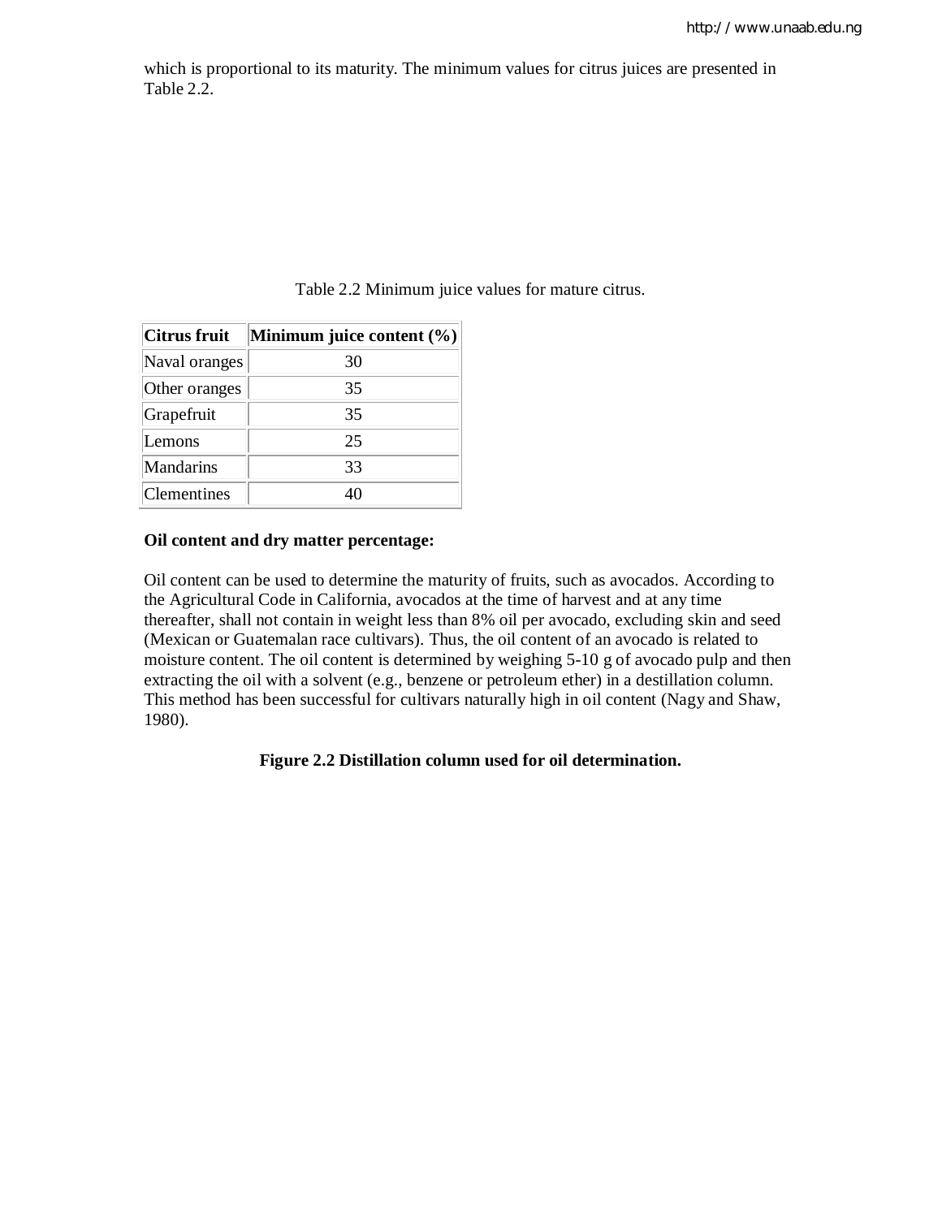which is proportional to its maturity. The minimum values for citrus juices are presented in Table 2.2.

Table 2.2 Minimum juice values for mature citrus.

| Citrus fruit | Minimum juice content (%) |
|---|---|
| Naval oranges | 30 |
| Other oranges | 35 |
| Grapefruit | 35 |
| Lemons | 25 |
| Mandarins | 33 |
| Clementines | 40 |

**Oil content and dry matter percentage:**

Oil content can be used to determine the maturity of fruits, such as avocados. According to the Agricultural Code in California, avocados at the time of harvest and at any time thereafter, shall not contain in weight less than 8% oil per avocado, excluding skin and seed (Mexican or Guatemalan race cultivars). Thus, the oil content of an avocado is related to moisture content. The oil content is determined by weighing 5-10 g of avocado pulp and then extracting the oil with a solvent (e.g., benzene or petroleum ether) in a destillation column. This method has been successful for cultivars naturally high in oil content (Nagy and Shaw, 1980).

**Figure 2.2 Distillation column used for oil determination.**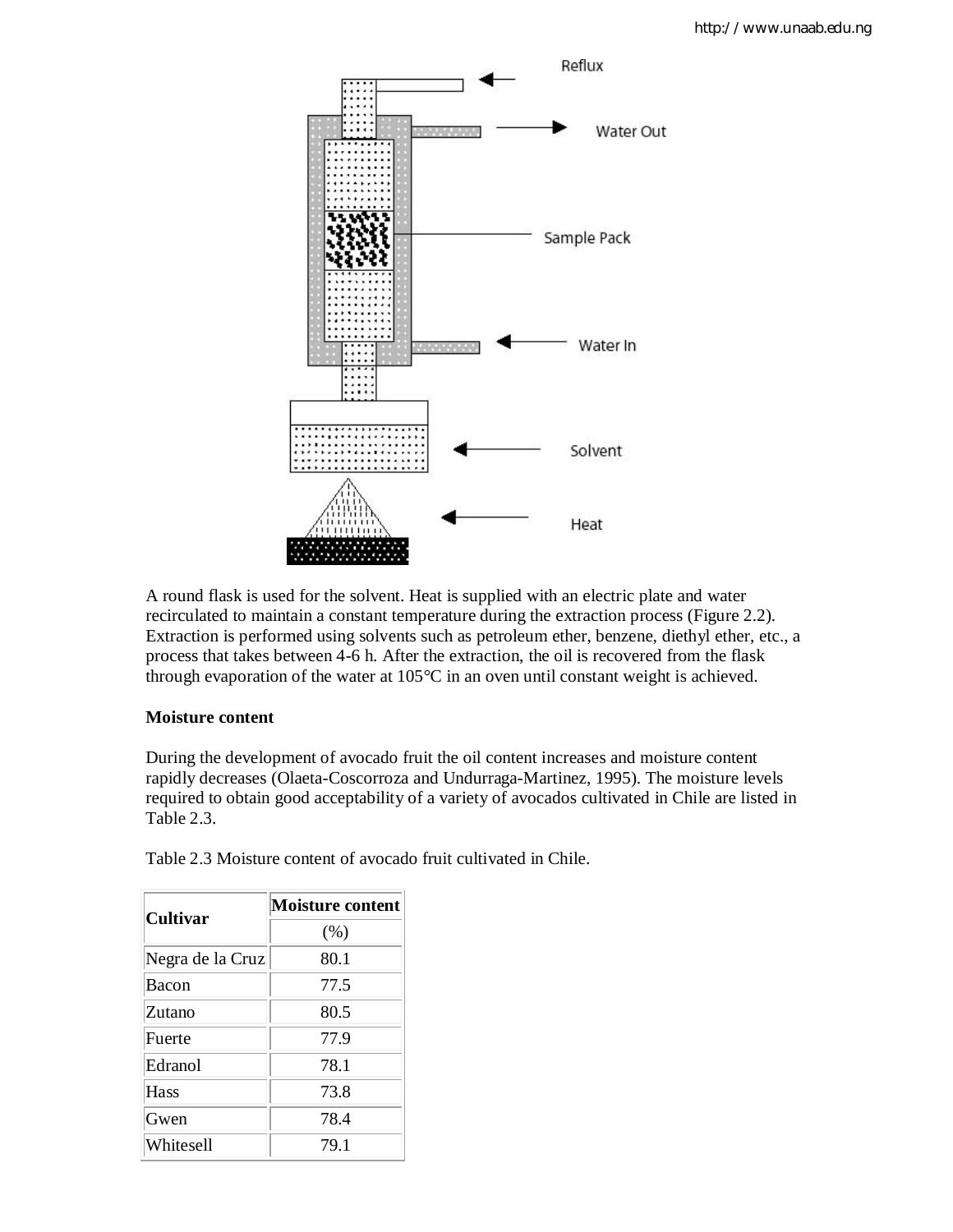A round flask is used for the solvent. Heat is supplied with an electric plate and water recirculated to maintain a constant temperature during the extraction process (Figure 2.2). Extraction is performed using solvents such as petroleum ether, benzene, diethyl ether, etc., a process that takes between 4-6 h. After the extraction, the oil is recovered from the flask through evaporation of the water at 105°C in an oven until constant weight is achieved.

**Moisture content**

During the development of avocado fruit the oil content increases and moisture content rapidly decreases (Olaeta-Coscorroza and Undurraga-Martinez, 1995). The moisture levels required to obtain good acceptability of a variety of avocados cultivated in Chile are listed in Table 2.3.

Table 2.3 Moisture content of avocado fruit cultivated in Chile.

| Cultivar | Moisture content (%) |
| --- | --- |
| Negra de la Cruz | 80.1 |
| Bacon | 77.5 |
| Zutano | 80.5 |
| Fuerte | 77.9 |
| Edranol | 78.1 |
| Hass | 73.8 |
| Gwen | 78.4 |
| Whitesell | 79.1 |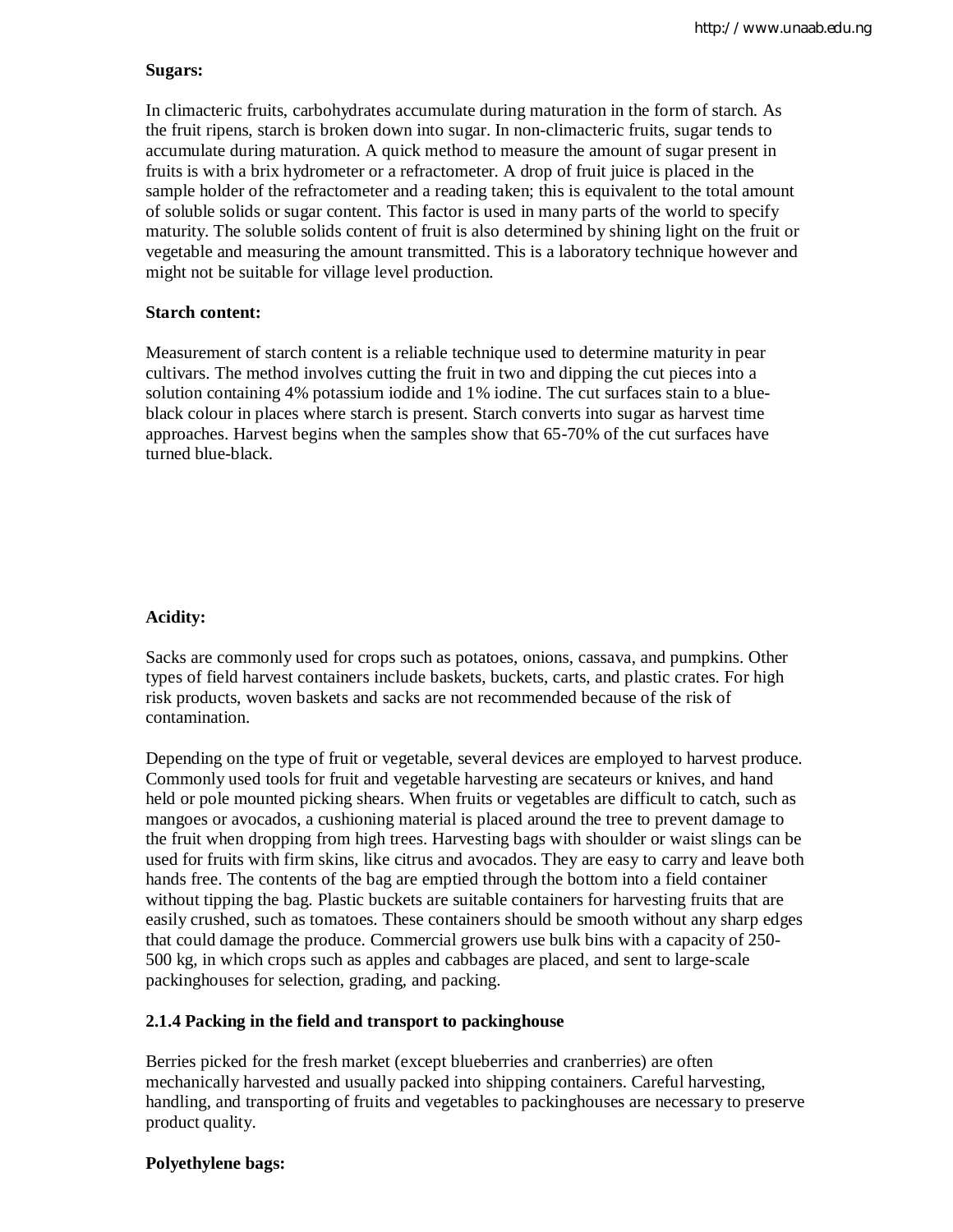**Sugars:**

In climacteric fruits, carbohydrates accumulate during maturation in the form of starch. As the fruit ripens, starch is broken down into sugar. In non-climacteric fruits, sugar tends to accumulate during maturation. A quick method to measure the amount of sugar present in fruits is with a brix hydrometer or a refractometer. A drop of fruit juice is placed in the sample holder of the refractometer and a reading taken; this is equivalent to the total amount of soluble solids or sugar content. This factor is used in many parts of the world to specify maturity. The soluble solids content of fruit is also determined by shining light on the fruit or vegetable and measuring the amount transmitted. This is a laboratory technique however and might not be suitable for village level production.

**Starch content:**

Measurement of starch content is a reliable technique used to determine maturity in pear cultivars. The method involves cutting the fruit in two and dipping the cut pieces into a solution containing 4% potassium iodide and 1% iodine. The cut surfaces stain to a blue-black colour in places where starch is present. Starch converts into sugar as harvest time approaches. Harvest begins when the samples show that 65-70% of the cut surfaces have turned blue-black.

**Acidity:**

Sacks are commonly used for crops such as potatoes, onions, cassava, and pumpkins. Other types of field harvest containers include baskets, buckets, carts, and plastic crates. For high risk products, woven baskets and sacks are not recommended because of the risk of contamination.

Depending on the type of fruit or vegetable, several devices are employed to harvest produce. Commonly used tools for fruit and vegetable harvesting are secateurs or knives, and hand held or pole mounted picking shears. When fruits or vegetables are difficult to catch, such as mangoes or avocados, a cushioning material is placed around the tree to prevent damage to the fruit when dropping from high trees. Harvesting bags with shoulder or waist slings can be used for fruits with firm skins, like citrus and avocados. They are easy to carry and leave both hands free. The contents of the bag are emptied through the bottom into a field container without tipping the bag. Plastic buckets are suitable containers for harvesting fruits that are easily crushed, such as tomatoes. These containers should be smooth without any sharp edges that could damage the produce. Commercial growers use bulk bins with a capacity of 250-500 kg, in which crops such as apples and cabbages are placed, and sent to large-scale packinghouses for selection, grading, and packing.

**2.1.4 Packing in the field and transport to packinghouse**

Berries picked for the fresh market (except blueberries and cranberries) are often mechanically harvested and usually packed into shipping containers. Careful harvesting, handling, and transporting of fruits and vegetables to packinghouses are necessary to preserve product quality.

**Polyethylene bags:**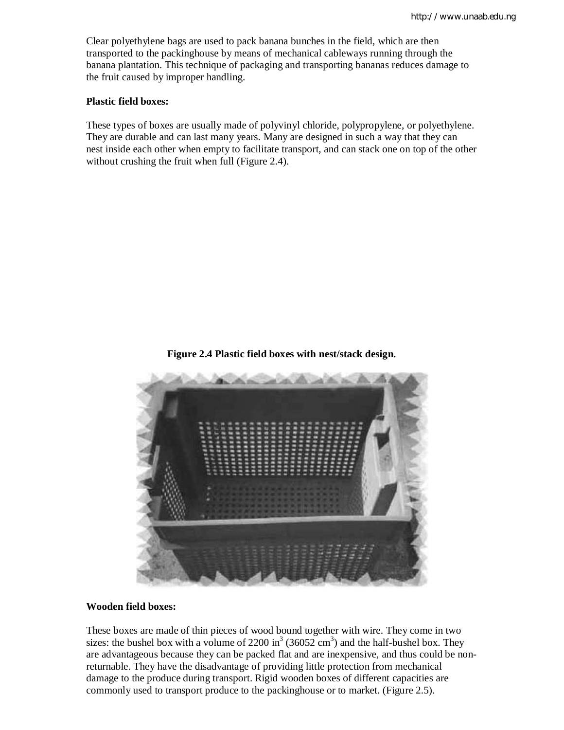Clear polyethylene bags are used to pack banana bunches in the field, which are then transported to the packinghouse by means of mechanical cableways running through the banana plantation. This technique of packaging and transporting bananas reduces damage to the fruit caused by improper handling.

**Plastic field boxes:**

These types of boxes are usually made of polyvinyl chloride, polypropylene, or polyethylene. They are durable and can last many years. Many are designed in such a way that they can nest inside each other when empty to facilitate transport, and can stack one on top of the other without crushing the fruit when full (Figure 2.4).

**Figure 2.4 Plastic field boxes with nest/stack design.**

**Wooden field boxes:**

These boxes are made of thin pieces of wood bound together with wire. They come in two sizes: the bushel box with a volume of 2200 $in^3$ (36052 $cm^3$) and the half-bushel box. They are advantageous because they can be packed flat and are inexpensive, and thus could be non-returnable. They have the disadvantage of providing little protection from mechanical damage to the produce during transport. Rigid wooden boxes of different capacities are commonly used to transport produce to the packinghouse or to market. (Figure 2.5).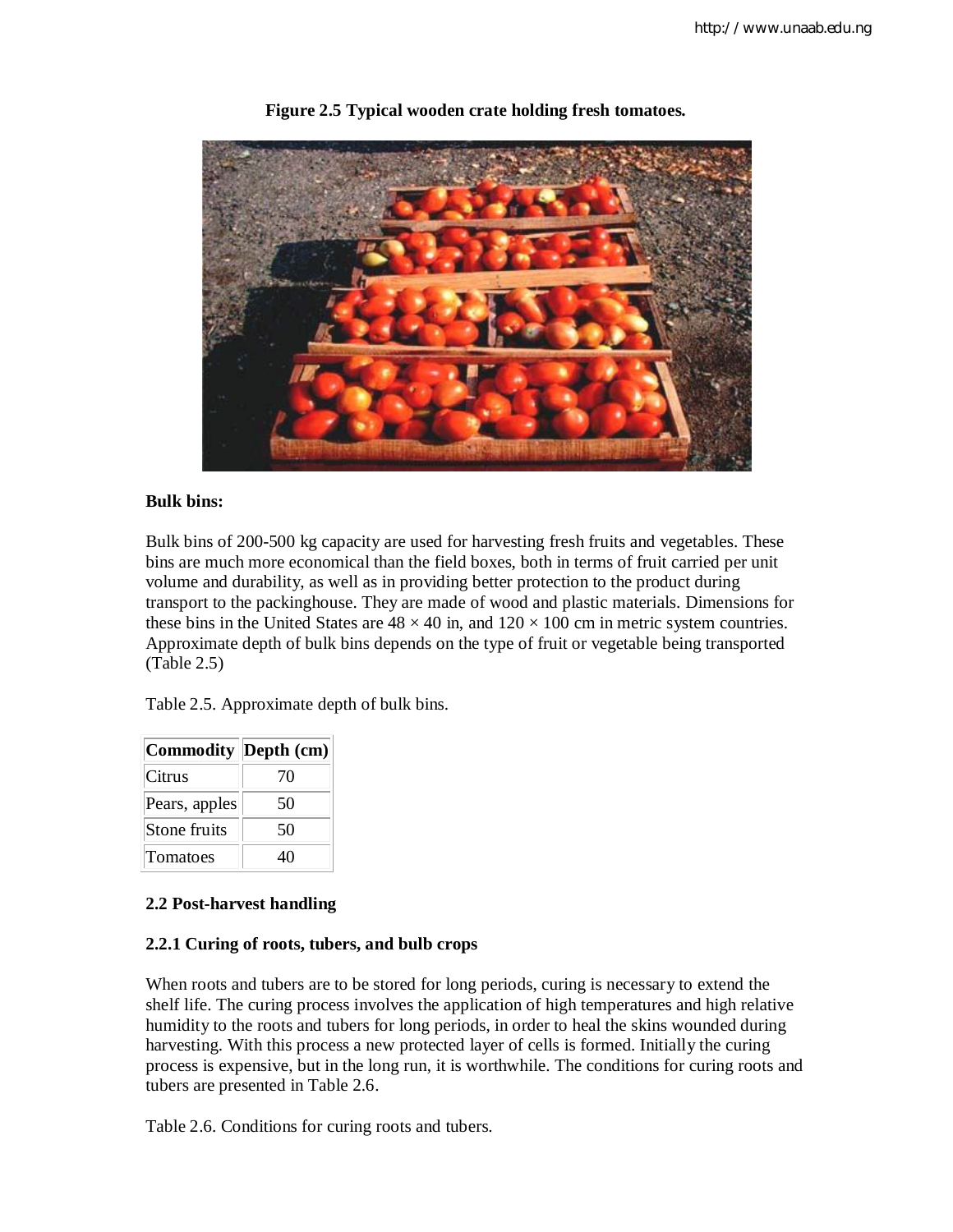**Figure 2.5 Typical wooden crate holding fresh tomatoes.**

**Bulk bins:**

Bulk bins of 200-500 kg capacity are used for harvesting fresh fruits and vegetables. These bins are much more economical than the field boxes, both in terms of fruit carried per unit volume and durability, as well as in providing better protection to the product during transport to the packinghouse. They are made of wood and plastic materials. Dimensions for these bins in the United States are 48 × 40 in, and 120 × 100 cm in metric system countries. Approximate depth of bulk bins depends on the type of fruit or vegetable being transported (Table 2.5)

Table 2.5. Approximate depth of bulk bins.

| Commodity | Depth (cm) |
|---|---|
| Citrus | 70 |
| Pears, apples | 50 |
| Stone fruits | 50 |
| Tomatoes | 40 |

**2.2 Post-harvest handling**

**2.2.1 Curing of roots, tubers, and bulb crops**

When roots and tubers are to be stored for long periods, curing is necessary to extend the shelf life. The curing process involves the application of high temperatures and high relative humidity to the roots and tubers for long periods, in order to heal the skins wounded during harvesting. With this process a new protected layer of cells is formed. Initially the curing process is expensive, but in the long run, it is worthwhile. The conditions for curing roots and tubers are presented in Table 2.6.

Table 2.6. Conditions for curing roots and tubers.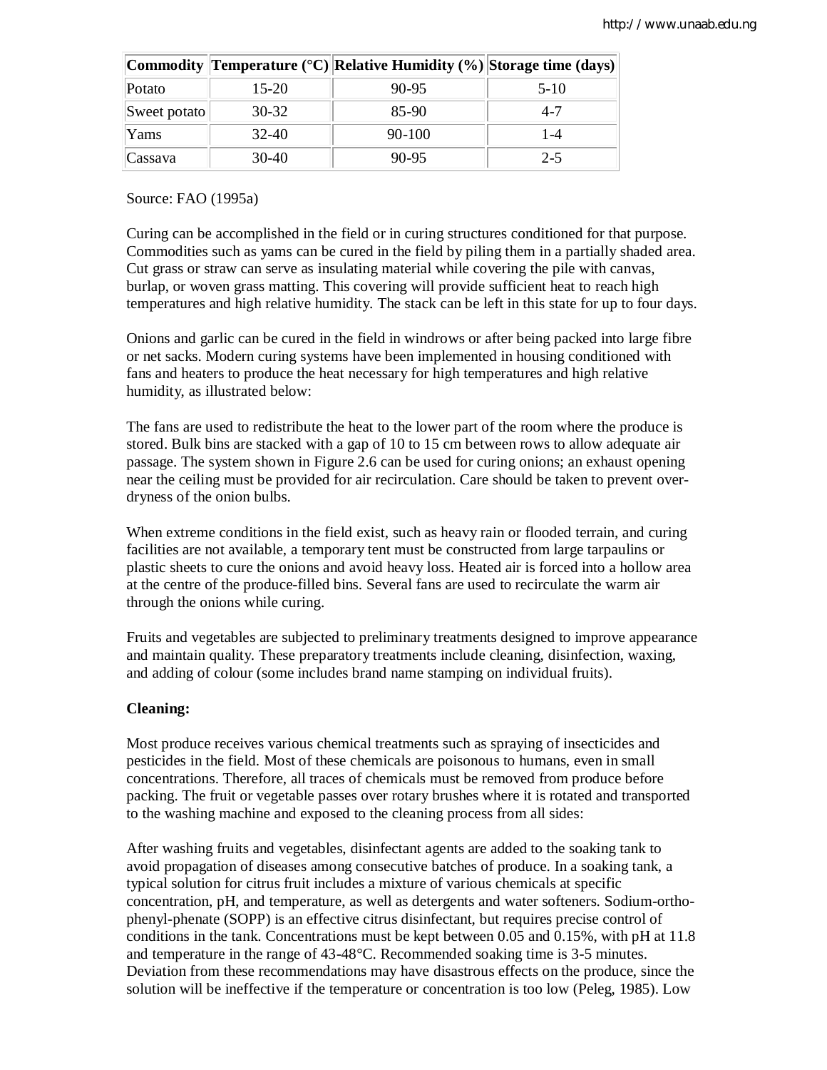| Commodity | Temperature (°C) | Relative Humidity (%) | Storage time (days) |
|---|---|---|---|
| Potato | 15-20 | 90-95 | 5-10 |
| Sweet potato | 30-32 | 85-90 | 4-7 |
| Yams | 32-40 | 90-100 | 1-4 |
| Cassava | 30-40 | 90-95 | 2-5 |

Source: FAO (1995a)

Curing can be accomplished in the field or in curing structures conditioned for that purpose. Commodities such as yams can be cured in the field by piling them in a partially shaded area. Cut grass or straw can serve as insulating material while covering the pile with canvas, burlap, or woven grass matting. This covering will provide sufficient heat to reach high temperatures and high relative humidity. The stack can be left in this state for up to four days.

Onions and garlic can be cured in the field in windrows or after being packed into large fibre or net sacks. Modern curing systems have been implemented in housing conditioned with fans and heaters to produce the heat necessary for high temperatures and high relative humidity, as illustrated below:

The fans are used to redistribute the heat to the lower part of the room where the produce is stored. Bulk bins are stacked with a gap of 10 to 15 cm between rows to allow adequate air passage. The system shown in Figure 2.6 can be used for curing onions; an exhaust opening near the ceiling must be provided for air recirculation. Care should be taken to prevent over-dryness of the onion bulbs.

When extreme conditions in the field exist, such as heavy rain or flooded terrain, and curing facilities are not available, a temporary tent must be constructed from large tarpaulins or plastic sheets to cure the onions and avoid heavy loss. Heated air is forced into a hollow area at the centre of the produce-filled bins. Several fans are used to recirculate the warm air through the onions while curing.

Fruits and vegetables are subjected to preliminary treatments designed to improve appearance and maintain quality. These preparatory treatments include cleaning, disinfection, waxing, and adding of colour (some includes brand name stamping on individual fruits).

**Cleaning:**

Most produce receives various chemical treatments such as spraying of insecticides and pesticides in the field. Most of these chemicals are poisonous to humans, even in small concentrations. Therefore, all traces of chemicals must be removed from produce before packing. The fruit or vegetable passes over rotary brushes where it is rotated and transported to the washing machine and exposed to the cleaning process from all sides:

After washing fruits and vegetables, disinfectant agents are added to the soaking tank to avoid propagation of diseases among consecutive batches of produce. In a soaking tank, a typical solution for citrus fruit includes a mixture of various chemicals at specific concentration, pH, and temperature, as well as detergents and water softeners. Sodium-ortho-phenyl-phenate (SOPP) is an effective citrus disinfectant, but requires precise control of conditions in the tank. Concentrations must be kept between 0.05 and 0.15%, with pH at 11.8 and temperature in the range of 43-48°C. Recommended soaking time is 3-5 minutes. Deviation from these recommendations may have disastrous effects on the produce, since the solution will be ineffective if the temperature or concentration is too low (Peleg, 1985). Low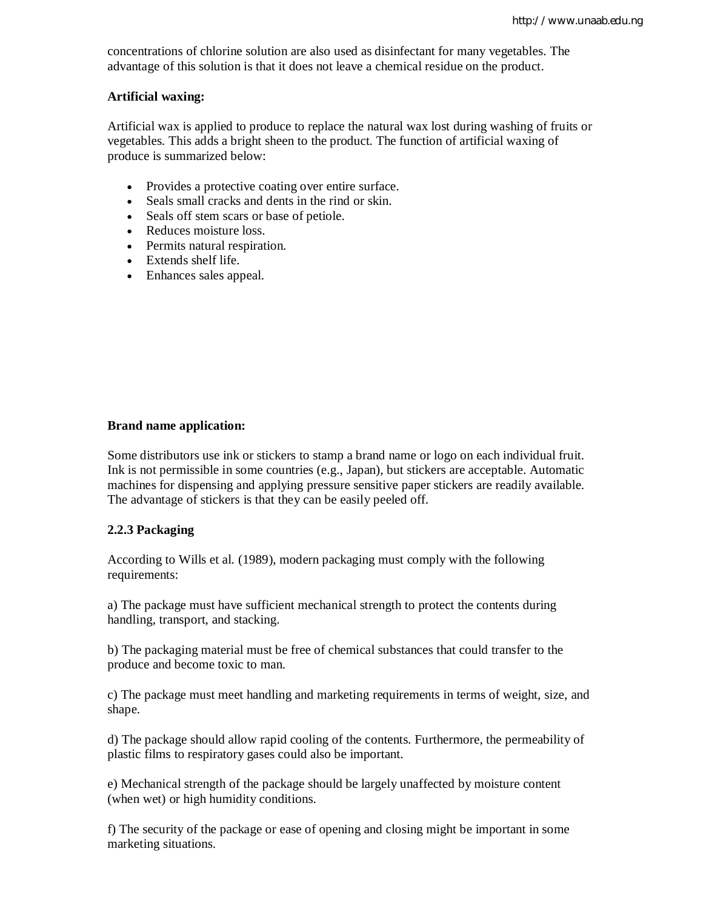concentrations of chlorine solution are also used as disinfectant for many vegetables. The advantage of this solution is that it does not leave a chemical residue on the product.

**Artificial waxing:**

Artificial wax is applied to produce to replace the natural wax lost during washing of fruits or vegetables. This adds a bright sheen to the product. The function of artificial waxing of produce is summarized below:

- Provides a protective coating over entire surface.
- Seals small cracks and dents in the rind or skin.
- Seals off stem scars or base of petiole.
- Reduces moisture loss.
- Permits natural respiration.
- Extends shelf life.
- Enhances sales appeal.

**Brand name application:**

Some distributors use ink or stickers to stamp a brand name or logo on each individual fruit. Ink is not permissible in some countries (e.g., Japan), but stickers are acceptable. Automatic machines for dispensing and applying pressure sensitive paper stickers are readily available. The advantage of stickers is that they can be easily peeled off.

### 2.2.3 Packaging

According to Wills et al. (1989), modern packaging must comply with the following requirements:

a) The package must have sufficient mechanical strength to protect the contents during handling, transport, and stacking.

b) The packaging material must be free of chemical substances that could transfer to the produce and become toxic to man.

c) The package must meet handling and marketing requirements in terms of weight, size, and shape.

d) The package should allow rapid cooling of the contents. Furthermore, the permeability of plastic films to respiratory gases could also be important.

e) Mechanical strength of the package should be largely unaffected by moisture content (when wet) or high humidity conditions.

f) The security of the package or ease of opening and closing might be important in some marketing situations.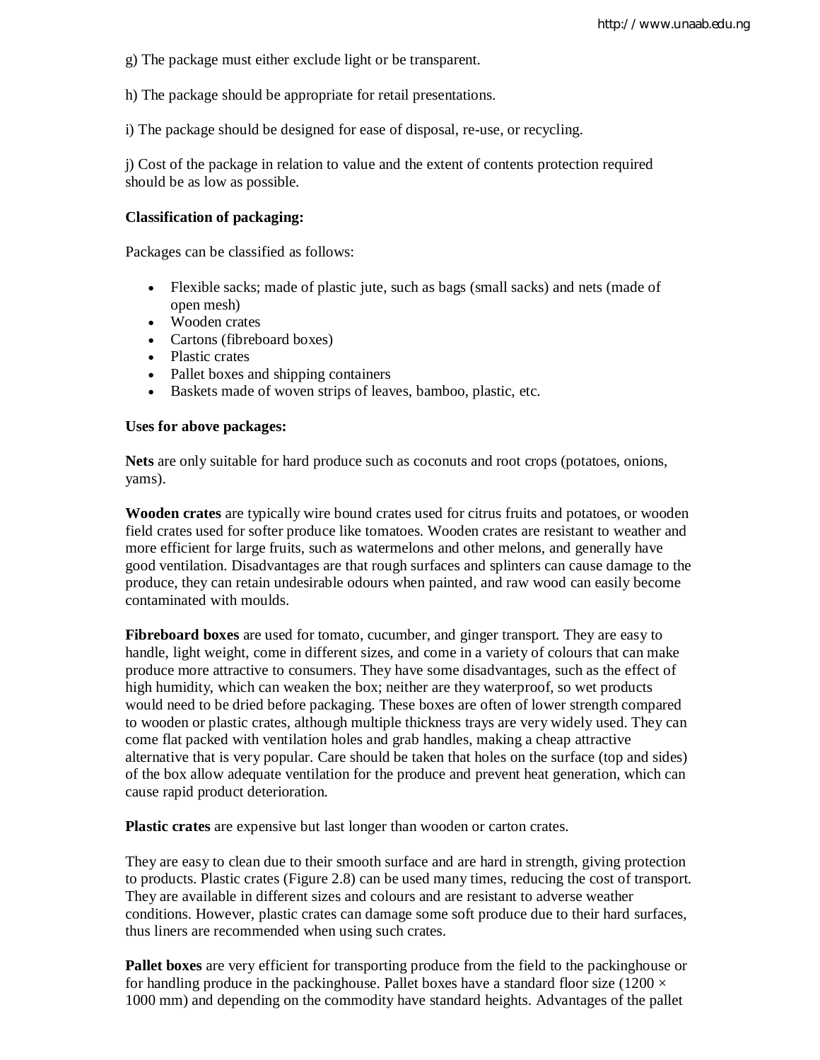g) The package must either exclude light or be transparent.

h) The package should be appropriate for retail presentations.

i) The package should be designed for ease of disposal, re-use, or recycling.

j) Cost of the package in relation to value and the extent of contents protection required should be as low as possible.

**Classification of packaging:**

Packages can be classified as follows:

- Flexible sacks; made of plastic jute, such as bags (small sacks) and nets (made of open mesh)
- Wooden crates
- Cartons (fibreboard boxes)
- Plastic crates
- Pallet boxes and shipping containers
- Baskets made of woven strips of leaves, bamboo, plastic, etc.

**Uses for above packages:**

**Nets** are only suitable for hard produce such as coconuts and root crops (potatoes, onions, yams).

**Wooden crates** are typically wire bound crates used for citrus fruits and potatoes, or wooden field crates used for softer produce like tomatoes. Wooden crates are resistant to weather and more efficient for large fruits, such as watermelons and other melons, and generally have good ventilation. Disadvantages are that rough surfaces and splinters can cause damage to the produce, they can retain undesirable odours when painted, and raw wood can easily become contaminated with moulds.

**Fibreboard boxes** are used for tomato, cucumber, and ginger transport. They are easy to handle, light weight, come in different sizes, and come in a variety of colours that can make produce more attractive to consumers. They have some disadvantages, such as the effect of high humidity, which can weaken the box; neither are they waterproof, so wet products would need to be dried before packaging. These boxes are often of lower strength compared to wooden or plastic crates, although multiple thickness trays are very widely used. They can come flat packed with ventilation holes and grab handles, making a cheap attractive alternative that is very popular. Care should be taken that holes on the surface (top and sides) of the box allow adequate ventilation for the produce and prevent heat generation, which can cause rapid product deterioration.

**Plastic crates** are expensive but last longer than wooden or carton crates.

They are easy to clean due to their smooth surface and are hard in strength, giving protection to products. Plastic crates (Figure 2.8) can be used many times, reducing the cost of transport. They are available in different sizes and colours and are resistant to adverse weather conditions. However, plastic crates can damage some soft produce due to their hard surfaces, thus liners are recommended when using such crates.

**Pallet boxes** are very efficient for transporting produce from the field to the packinghouse or for handling produce in the packinghouse. Pallet boxes have a standard floor size (1200 × 1000 mm) and depending on the commodity have standard heights. Advantages of the pallet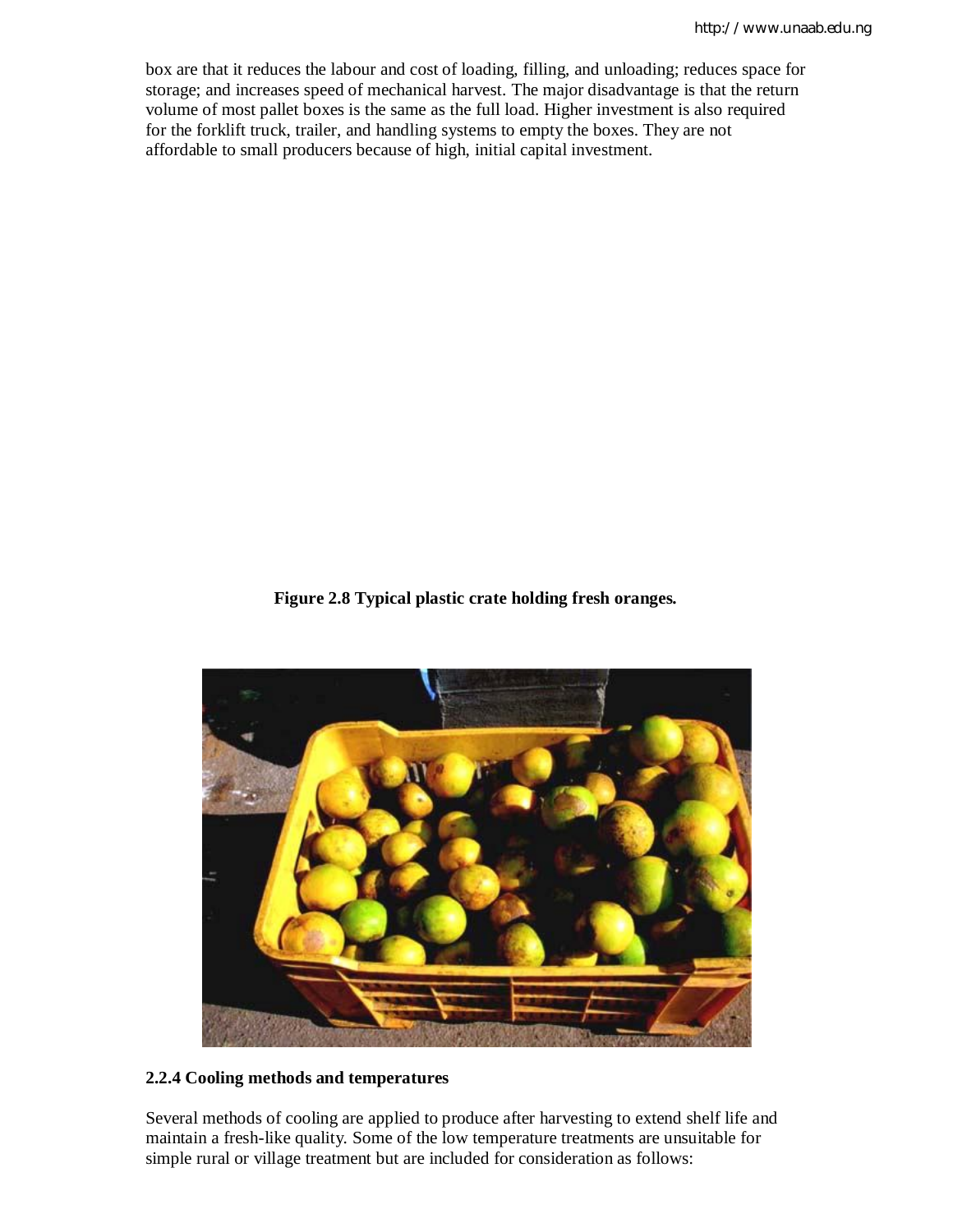box are that it reduces the labour and cost of loading, filling, and unloading; reduces space for storage; and increases speed of mechanical harvest. The major disadvantage is that the return volume of most pallet boxes is the same as the full load. Higher investment is also required for the forklift truck, trailer, and handling systems to empty the boxes. They are not affordable to small producers because of high, initial capital investment.

**Figure 2.8 Typical plastic crate holding fresh oranges.**

#### 2.2.4 Cooling methods and temperatures

Several methods of cooling are applied to produce after harvesting to extend shelf life and maintain a fresh-like quality. Some of the low temperature treatments are unsuitable for simple rural or village treatment but are included for consideration as follows: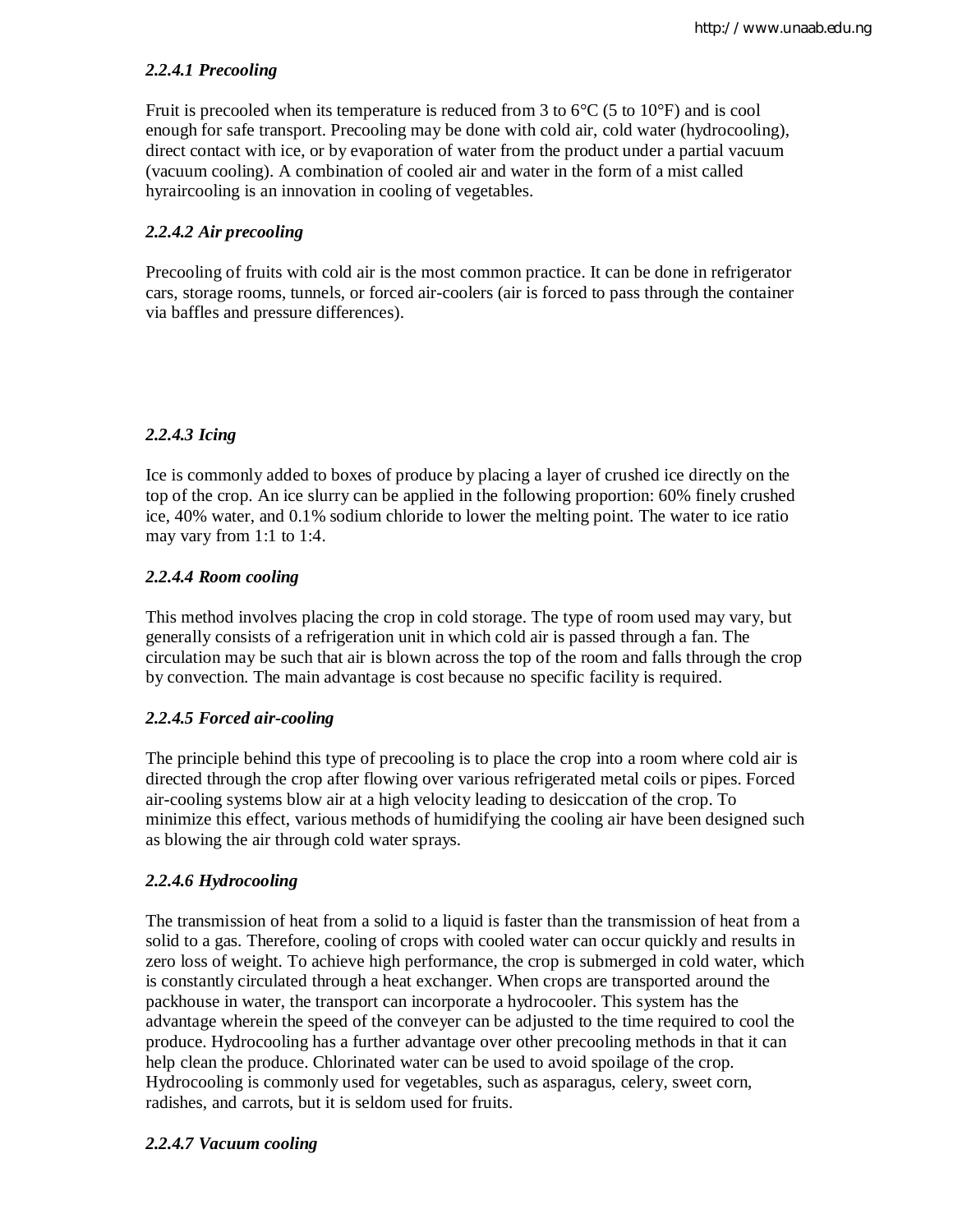### *2.2.4.1 Precooling*

Fruit is precooled when its temperature is reduced from 3 to 6°C (5 to 10°F) and is cool enough for safe transport. Precooling may be done with cold air, cold water (hydrocooling), direct contact with ice, or by evaporation of water from the product under a partial vacuum (vacuum cooling). A combination of cooled air and water in the form of a mist called hyraircooling is an innovation in cooling of vegetables.

### *2.2.4.2 Air precooling*

Precooling of fruits with cold air is the most common practice. It can be done in refrigerator cars, storage rooms, tunnels, or forced air-coolers (air is forced to pass through the container via baffles and pressure differences).

### *2.2.4.3 Icing*

Ice is commonly added to boxes of produce by placing a layer of crushed ice directly on the top of the crop. An ice slurry can be applied in the following proportion: 60% finely crushed ice, 40% water, and 0.1% sodium chloride to lower the melting point. The water to ice ratio may vary from 1:1 to 1:4.

### *2.2.4.4 Room cooling*

This method involves placing the crop in cold storage. The type of room used may vary, but generally consists of a refrigeration unit in which cold air is passed through a fan. The circulation may be such that air is blown across the top of the room and falls through the crop by convection. The main advantage is cost because no specific facility is required.

### *2.2.4.5 Forced air-cooling*

The principle behind this type of precooling is to place the crop into a room where cold air is directed through the crop after flowing over various refrigerated metal coils or pipes. Forced air-cooling systems blow air at a high velocity leading to desiccation of the crop. To minimize this effect, various methods of humidifying the cooling air have been designed such as blowing the air through cold water sprays.

### *2.2.4.6 Hydrocooling*

The transmission of heat from a solid to a liquid is faster than the transmission of heat from a solid to a gas. Therefore, cooling of crops with cooled water can occur quickly and results in zero loss of weight. To achieve high performance, the crop is submerged in cold water, which is constantly circulated through a heat exchanger. When crops are transported around the packhouse in water, the transport can incorporate a hydrocooler. This system has the advantage wherein the speed of the conveyer can be adjusted to the time required to cool the produce. Hydrocooling has a further advantage over other precooling methods in that it can help clean the produce. Chlorinated water can be used to avoid spoilage of the crop. Hydrocooling is commonly used for vegetables, such as asparagus, celery, sweet corn, radishes, and carrots, but it is seldom used for fruits.

### *2.2.4.7 Vacuum cooling*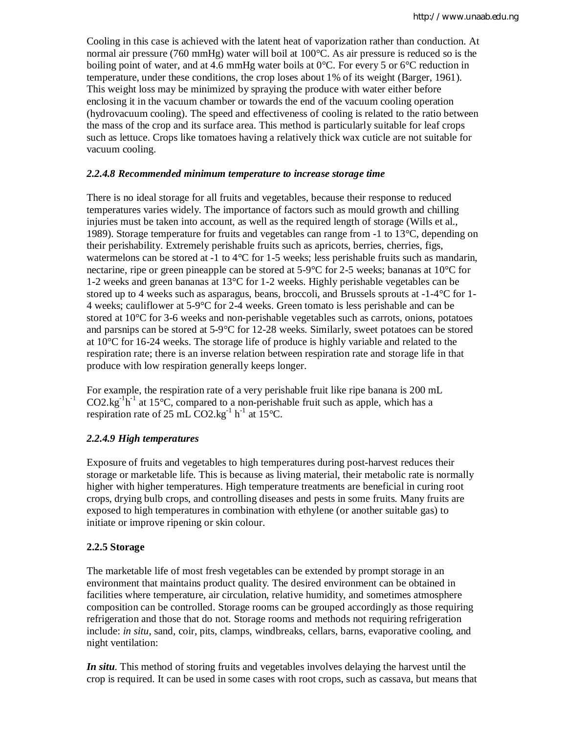Cooling in this case is achieved with the latent heat of vaporization rather than conduction. At normal air pressure (760 mmHg) water will boil at 100°C. As air pressure is reduced so is the boiling point of water, and at 4.6 mmHg water boils at 0°C. For every 5 or 6°C reduction in temperature, under these conditions, the crop loses about 1% of its weight (Barger, 1961). This weight loss may be minimized by spraying the produce with water either before enclosing it in the vacuum chamber or towards the end of the vacuum cooling operation (hydrovacuum cooling). The speed and effectiveness of cooling is related to the ratio between the mass of the crop and its surface area. This method is particularly suitable for leaf crops such as lettuce. Crops like tomatoes having a relatively thick wax cuticle are not suitable for vacuum cooling.

#### *2.2.4.8 Recommended minimum temperature to increase storage time*

There is no ideal storage for all fruits and vegetables, because their response to reduced temperatures varies widely. The importance of factors such as mould growth and chilling injuries must be taken into account, as well as the required length of storage (Wills et al., 1989). Storage temperature for fruits and vegetables can range from -1 to 13°C, depending on their perishability. Extremely perishable fruits such as apricots, berries, cherries, figs, watermelons can be stored at -1 to 4°C for 1-5 weeks; less perishable fruits such as mandarin, nectarine, ripe or green pineapple can be stored at 5-9°C for 2-5 weeks; bananas at 10°C for 1-2 weeks and green bananas at 13°C for 1-2 weeks. Highly perishable vegetables can be stored up to 4 weeks such as asparagus, beans, broccoli, and Brussels sprouts at -1-4°C for 1-4 weeks; cauliflower at 5-9°C for 2-4 weeks. Green tomato is less perishable and can be stored at 10°C for 3-6 weeks and non-perishable vegetables such as carrots, onions, potatoes and parsnips can be stored at 5-9°C for 12-28 weeks. Similarly, sweet potatoes can be stored at 10°C for 16-24 weeks. The storage life of produce is highly variable and related to the respiration rate; there is an inverse relation between respiration rate and storage life in that produce with low respiration generally keeps longer.

For example, the respiration rate of a very perishable fruit like ripe banana is 200 mL $CO_2.kg^{-1}h^{-1}$ at 15°C, compared to a non-perishable fruit such as apple, which has a respiration rate of 25 mL $CO_2.kg^{-1}$ $h^{-1}$ at 15°C.

#### *2.2.4.9 High temperatures*

Exposure of fruits and vegetables to high temperatures during post-harvest reduces their storage or marketable life. This is because as living material, their metabolic rate is normally higher with higher temperatures. High temperature treatments are beneficial in curing root crops, drying bulb crops, and controlling diseases and pests in some fruits. Many fruits are exposed to high temperatures in combination with ethylene (or another suitable gas) to initiate or improve ripening or skin colour.

### 2.2.5 Storage

The marketable life of most fresh vegetables can be extended by prompt storage in an environment that maintains product quality. The desired environment can be obtained in facilities where temperature, air circulation, relative humidity, and sometimes atmosphere composition can be controlled. Storage rooms can be grouped accordingly as those requiring refrigeration and those that do not. Storage rooms and methods not requiring refrigeration include: *in situ*, sand, coir, pits, clamps, windbreaks, cellars, barns, evaporative cooling, and night ventilation:

***In situ***. This method of storing fruits and vegetables involves delaying the harvest until the crop is required. It can be used in some cases with root crops, such as cassava, but means that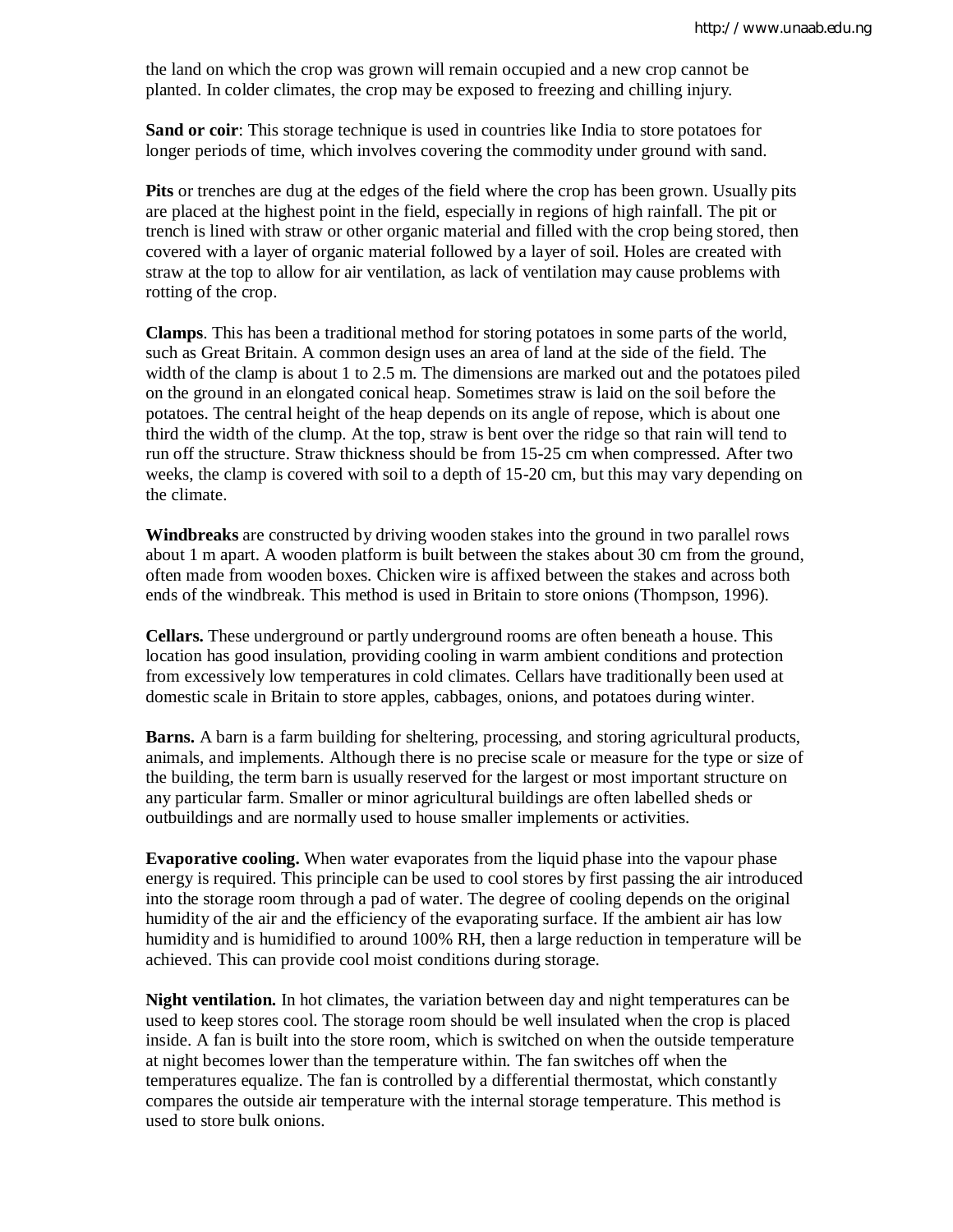the land on which the crop was grown will remain occupied and a new crop cannot be planted. In colder climates, the crop may be exposed to freezing and chilling injury.

**Sand or coir**: This storage technique is used in countries like India to store potatoes for longer periods of time, which involves covering the commodity under ground with sand.

**Pits** or trenches are dug at the edges of the field where the crop has been grown. Usually pits are placed at the highest point in the field, especially in regions of high rainfall. The pit or trench is lined with straw or other organic material and filled with the crop being stored, then covered with a layer of organic material followed by a layer of soil. Holes are created with straw at the top to allow for air ventilation, as lack of ventilation may cause problems with rotting of the crop.

**Clamps**. This has been a traditional method for storing potatoes in some parts of the world, such as Great Britain. A common design uses an area of land at the side of the field. The width of the clamp is about 1 to 2.5 m. The dimensions are marked out and the potatoes piled on the ground in an elongated conical heap. Sometimes straw is laid on the soil before the potatoes. The central height of the heap depends on its angle of repose, which is about one third the width of the clump. At the top, straw is bent over the ridge so that rain will tend to run off the structure. Straw thickness should be from 15-25 cm when compressed. After two weeks, the clamp is covered with soil to a depth of 15-20 cm, but this may vary depending on the climate.

**Windbreaks** are constructed by driving wooden stakes into the ground in two parallel rows about 1 m apart. A wooden platform is built between the stakes about 30 cm from the ground, often made from wooden boxes. Chicken wire is affixed between the stakes and across both ends of the windbreak. This method is used in Britain to store onions (Thompson, 1996).

**Cellars.** These underground or partly underground rooms are often beneath a house. This location has good insulation, providing cooling in warm ambient conditions and protection from excessively low temperatures in cold climates. Cellars have traditionally been used at domestic scale in Britain to store apples, cabbages, onions, and potatoes during winter.

**Barns.** A barn is a farm building for sheltering, processing, and storing agricultural products, animals, and implements. Although there is no precise scale or measure for the type or size of the building, the term barn is usually reserved for the largest or most important structure on any particular farm. Smaller or minor agricultural buildings are often labelled sheds or outbuildings and are normally used to house smaller implements or activities.

**Evaporative cooling.** When water evaporates from the liquid phase into the vapour phase energy is required. This principle can be used to cool stores by first passing the air introduced into the storage room through a pad of water. The degree of cooling depends on the original humidity of the air and the efficiency of the evaporating surface. If the ambient air has low humidity and is humidified to around 100% RH, then a large reduction in temperature will be achieved. This can provide cool moist conditions during storage.

**Night ventilation.** In hot climates, the variation between day and night temperatures can be used to keep stores cool. The storage room should be well insulated when the crop is placed inside. A fan is built into the store room, which is switched on when the outside temperature at night becomes lower than the temperature within. The fan switches off when the temperatures equalize. The fan is controlled by a differential thermostat, which constantly compares the outside air temperature with the internal storage temperature. This method is used to store bulk onions.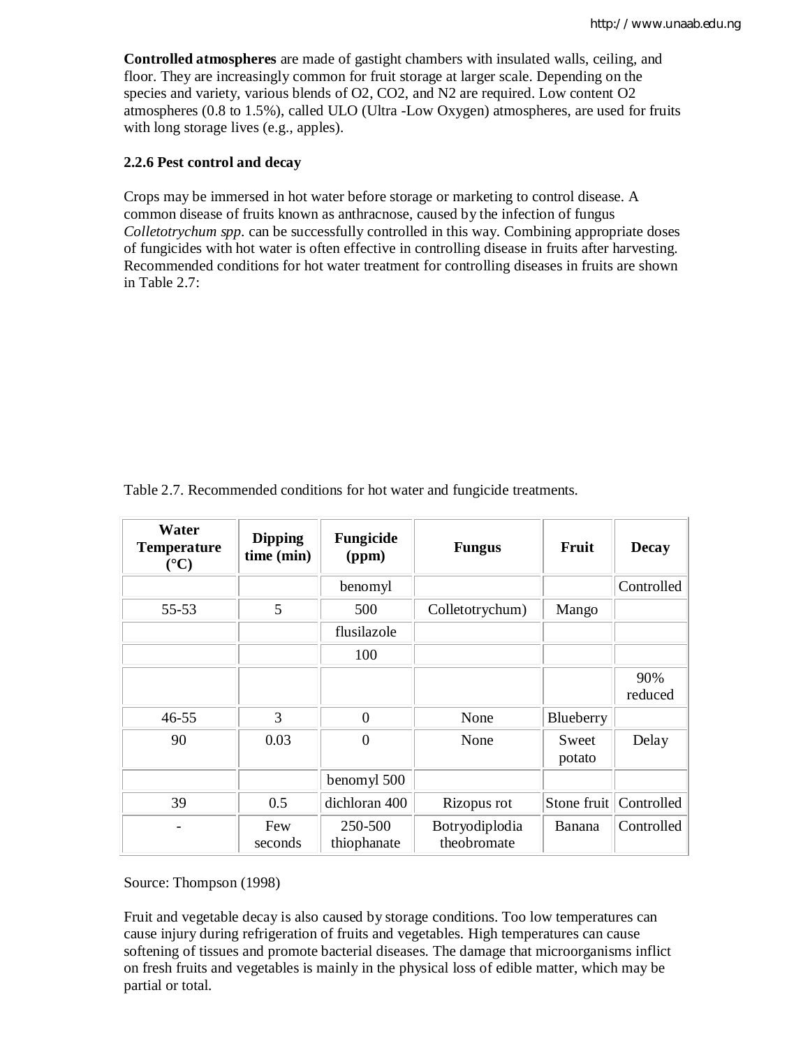**Controlled atmospheres** are made of gastight chambers with insulated walls, ceiling, and floor. They are increasingly common for fruit storage at larger scale. Depending on the species and variety, various blends of $O_2$, $CO_2$, and $N_2$ are required. Low content $O_2$ atmospheres (0.8 to 1.5%), called ULO (Ultra -Low Oxygen) atmospheres, are used for fruits with long storage lives (e.g., apples).

### 2.2.6 Pest control and decay

Crops may be immersed in hot water before storage or marketing to control disease. A common disease of fruits known as anthracnose, caused by the infection of fungus *Colletotrychum spp.* can be successfully controlled in this way. Combining appropriate doses of fungicides with hot water is often effective in controlling disease in fruits after harvesting. Recommended conditions for hot water treatment for controlling diseases in fruits are shown in Table 2.7:

Table 2.7. Recommended conditions for hot water and fungicide treatments.

| Water Temperature (°C) | Dipping time (min) | Fungicide (ppm) | Fungus | Fruit | Decay |
|---|---|---|---|---|---|
| | | benomyl | | | Controlled |
| 55-53 | 5 | 500 | Colletotrychum) | Mango | |
| | | flusilazole | | | |
| | | 100 | | | |
| | | | | | 90% reduced |
| 46-55 | 3 | 0 | None | Blueberry | |
| 90 | 0.03 | 0 | None | Sweet potato | Delay |
| | | benomyl 500 | | | |
| 39 | 0.5 | dichloran 400 | Rizopus rot | Stone fruit | Controlled |
| - | Few seconds | 250-500 thiophanate | Botryodiplodia theobromate | Banana | Controlled |

Source: Thompson (1998)

Fruit and vegetable decay is also caused by storage conditions. Too low temperatures can cause injury during refrigeration of fruits and vegetables. High temperatures can cause softening of tissues and promote bacterial diseases. The damage that microorganisms inflict on fresh fruits and vegetables is mainly in the physical loss of edible matter, which may be partial or total.